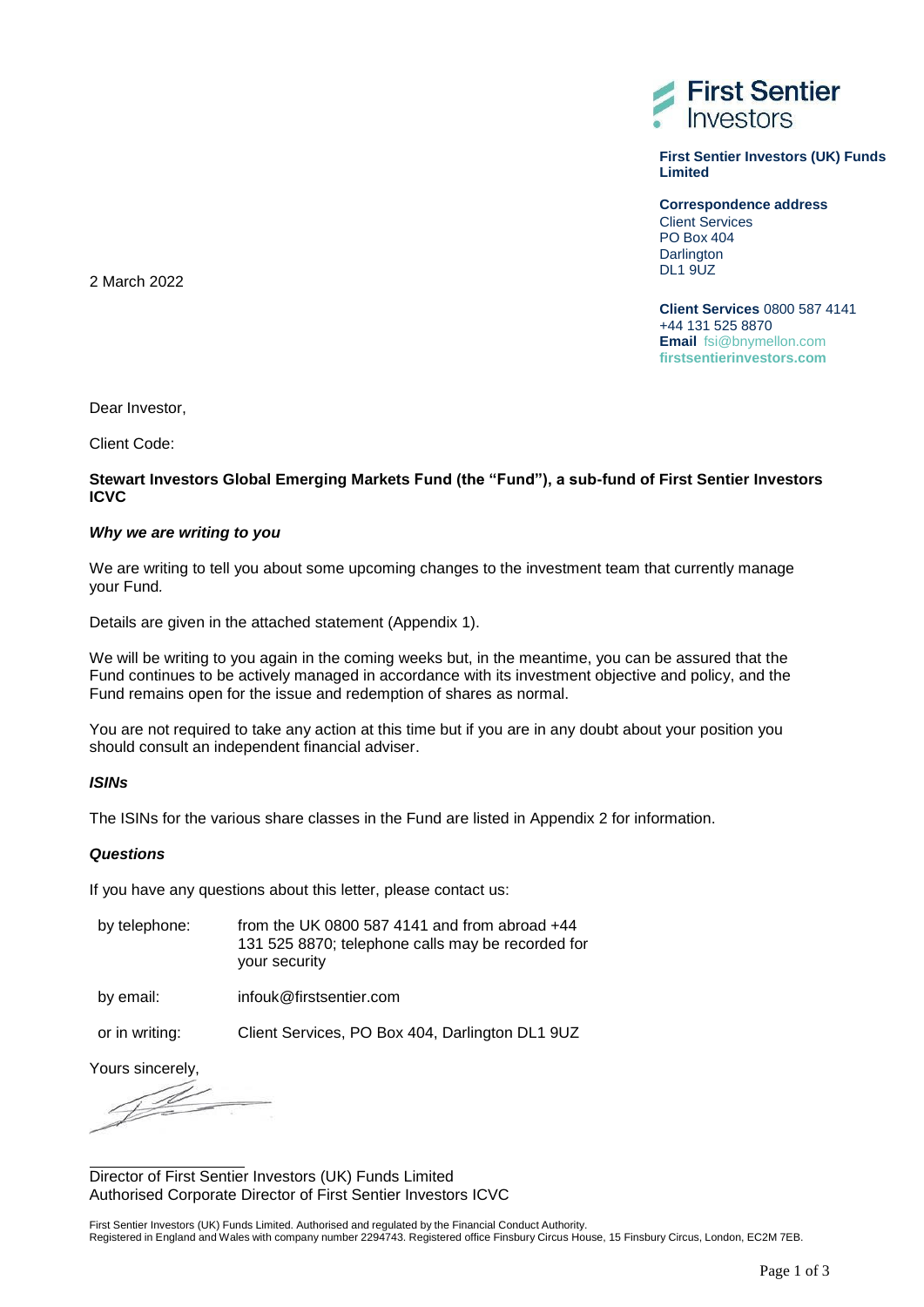**First Sentier Investors**

**First Sentier Investors (UK) Funds Limited**

**Correspondence address**
Client Services
PO Box 404
Darlington
DL1 9UZ

**Client Services** 0800 587 4141
+44 131 525 8870
**Email** fsi@bnymellon.com
**firstsentierinvestors.com**

2 March 2022

Dear Investor,

Client Code:

**Stewart Investors Global Emerging Markets Fund (the "Fund"), a sub-fund of First Sentier Investors ICVC**

***Why we are writing to you***

We are writing to tell you about some upcoming changes to the investment team that currently manage your Fund.

Details are given in the attached statement (Appendix 1).

We will be writing to you again in the coming weeks but, in the meantime, you can be assured that the Fund continues to be actively managed in accordance with its investment objective and policy, and the Fund remains open for the issue and redemption of shares as normal.

You are not required to take any action at this time but if you are in any doubt about your position you should consult an independent financial adviser.

***ISINs***

The ISINs for the various share classes in the Fund are listed in Appendix 2 for information.

***Questions***

If you have any questions about this letter, please contact us:

| | |
|---|---|
| by telephone: | from the UK 0800 587 4141 and from abroad +44 131 525 8870; telephone calls may be recorded for your security |
| by email: | infouk@firstsentier.com |
| or in writing: | Client Services, PO Box 404, Darlington DL1 9UZ |

Yours sincerely,

Director of First Sentier Investors (UK) Funds Limited
Authorised Corporate Director of First Sentier Investors ICVC

First Sentier Investors (UK) Funds Limited. Authorised and regulated by the Financial Conduct Authority.
Registered in England and Wales with company number 2294743. Registered office Finsbury Circus House, 15 Finsbury Circus, London, EC2M 7EB.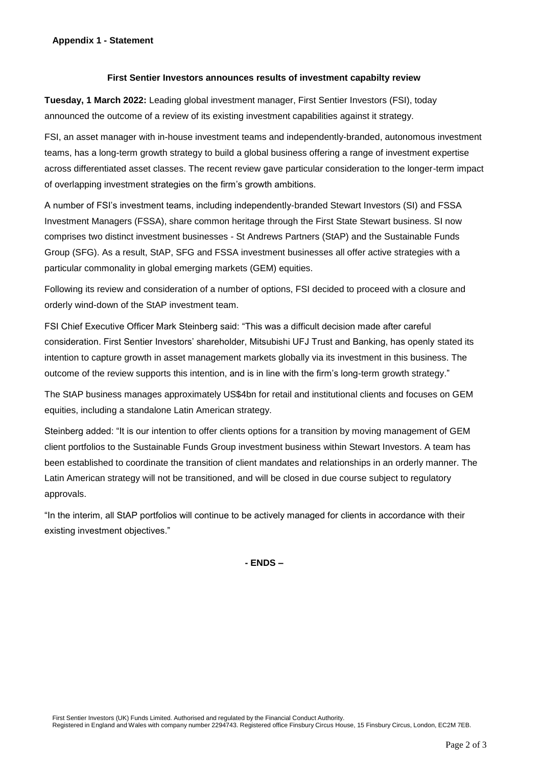**Appendix 1 - Statement**

**First Sentier Investors announces results of investment capabilty review**

**Tuesday, 1 March 2022:** Leading global investment manager, First Sentier Investors (FSI), today announced the outcome of a review of its existing investment capabilities against it strategy.

FSI, an asset manager with in-house investment teams and independently-branded, autonomous investment teams, has a long-term growth strategy to build a global business offering a range of investment expertise across differentiated asset classes. The recent review gave particular consideration to the longer-term impact of overlapping investment strategies on the firm's growth ambitions.

A number of FSI's investment teams, including independently-branded Stewart Investors (SI) and FSSA Investment Managers (FSSA), share common heritage through the First State Stewart business. SI now comprises two distinct investment businesses - St Andrews Partners (StAP) and the Sustainable Funds Group (SFG). As a result, StAP, SFG and FSSA investment businesses all offer active strategies with a particular commonality in global emerging markets (GEM) equities.

Following its review and consideration of a number of options, FSI decided to proceed with a closure and orderly wind-down of the StAP investment team.

FSI Chief Executive Officer Mark Steinberg said: "This was a difficult decision made after careful consideration. First Sentier Investors' shareholder, Mitsubishi UFJ Trust and Banking, has openly stated its intention to capture growth in asset management markets globally via its investment in this business. The outcome of the review supports this intention, and is in line with the firm's long-term growth strategy."

The StAP business manages approximately US$4bn for retail and institutional clients and focuses on GEM equities, including a standalone Latin American strategy.

Steinberg added: "It is our intention to offer clients options for a transition by moving management of GEM client portfolios to the Sustainable Funds Group investment business within Stewart Investors. A team has been established to coordinate the transition of client mandates and relationships in an orderly manner. The Latin American strategy will not be transitioned, and will be closed in due course subject to regulatory approvals.

"In the interim, all StAP portfolios will continue to be actively managed for clients in accordance with their existing investment objectives."

**- ENDS –**

First Sentier Investors (UK) Funds Limited. Authorised and regulated by the Financial Conduct Authority.
Registered in England and Wales with company number 2294743. Registered office Finsbury Circus House, 15 Finsbury Circus, London, EC2M 7EB.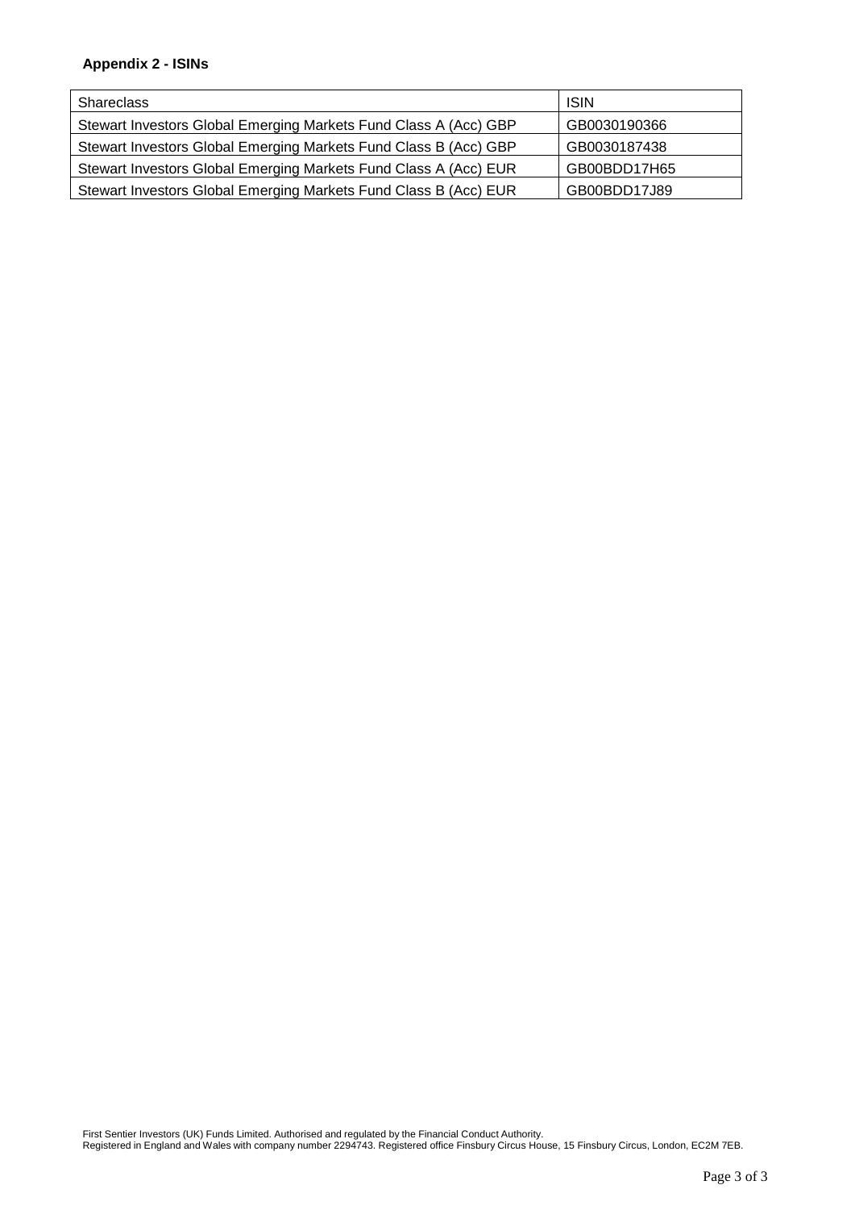**Appendix 2 - ISINs**

| Shareclass | ISIN |
| --- | --- |
| Stewart Investors Global Emerging Markets Fund Class A (Acc) GBP | GB0030190366 |
| Stewart Investors Global Emerging Markets Fund Class B (Acc) GBP | GB0030187438 |
| Stewart Investors Global Emerging Markets Fund Class A (Acc) EUR | GB00BDD17H65 |
| Stewart Investors Global Emerging Markets Fund Class B (Acc) EUR | GB00BDD17J89 |

First Sentier Investors (UK) Funds Limited. Authorised and regulated by the Financial Conduct Authority.
Registered in England and Wales with company number 2294743. Registered office Finsbury Circus House, 15 Finsbury Circus, London, EC2M 7EB.